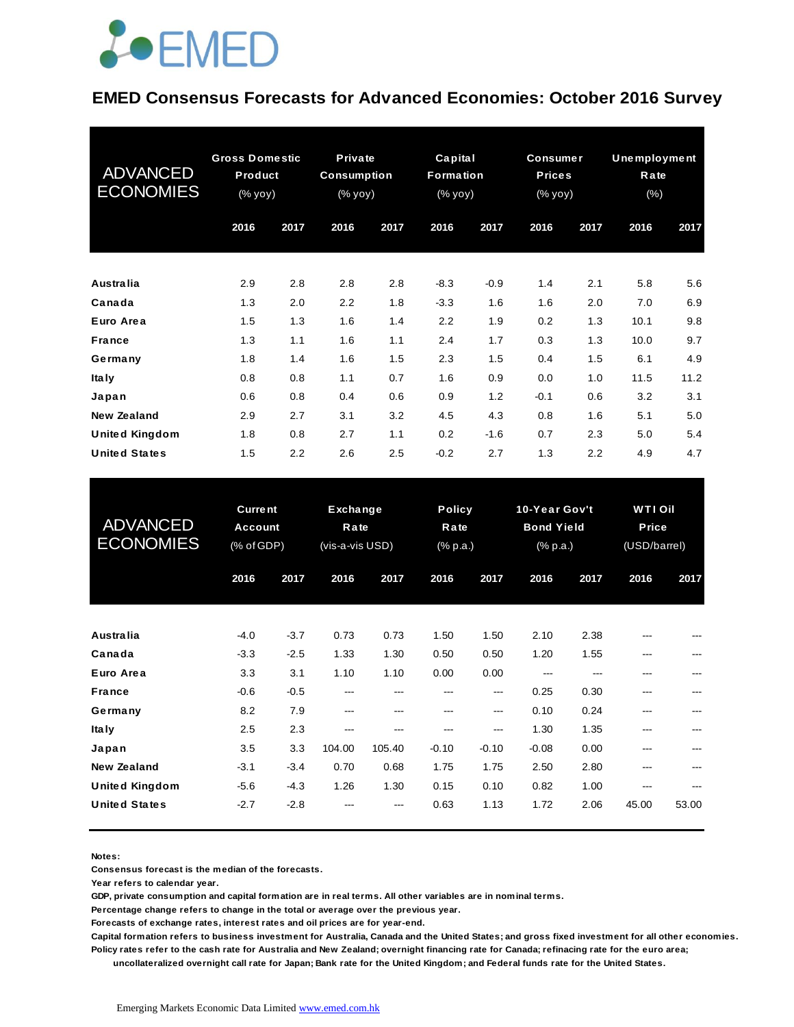EMED

# EMED Consensus Forecasts for Advanced Economies: October 2016 Survey

| ADVANCED ECONOMIES | Gross Domestic Product (% yoy) | | Private Consumption (% yoy) | | Capital Formation (% yoy) | | Consumer Prices (% yoy) | | Unemployment Rate (%) | |
|---|---|---|---|---|---|---|---|---|---|---|
| | 2016 | 2017 | 2016 | 2017 | 2016 | 2017 | 2016 | 2017 | 2016 | 2017 |
| **Australia** | 2.9 | 2.8 | 2.8 | 2.8 | -8.3 | -0.9 | 1.4 | 2.1 | 5.8 | 5.6 |
| **Canada** | 1.3 | 2.0 | 2.2 | 1.8 | -3.3 | 1.6 | 1.6 | 2.0 | 7.0 | 6.9 |
| **Euro Area** | 1.5 | 1.3 | 1.6 | 1.4 | 2.2 | 1.9 | 0.2 | 1.3 | 10.1 | 9.8 |
| **France** | 1.3 | 1.1 | 1.6 | 1.1 | 2.4 | 1.7 | 0.3 | 1.3 | 10.0 | 9.7 |
| **Germany** | 1.8 | 1.4 | 1.6 | 1.5 | 2.3 | 1.5 | 0.4 | 1.5 | 6.1 | 4.9 |
| **Italy** | 0.8 | 0.8 | 1.1 | 0.7 | 1.6 | 0.9 | 0.0 | 1.0 | 11.5 | 11.2 |
| **Japan** | 0.6 | 0.8 | 0.4 | 0.6 | 0.9 | 1.2 | -0.1 | 0.6 | 3.2 | 3.1 |
| **New Zealand** | 2.9 | 2.7 | 3.1 | 3.2 | 4.5 | 4.3 | 0.8 | 1.6 | 5.1 | 5.0 |
| **United Kingdom** | 1.8 | 0.8 | 2.7 | 1.1 | 0.2 | -1.6 | 0.7 | 2.3 | 5.0 | 5.4 |
| **United States** | 1.5 | 2.2 | 2.6 | 2.5 | -0.2 | 2.7 | 1.3 | 2.2 | 4.9 | 4.7 |

| ADVANCED ECONOMIES | Current Account (% of GDP) | | Exchange Rate (vis-a-vis USD) | | Policy Rate (% p.a.) | | 10-Year Gov't Bond Yield (% p.a.) | | WTI Oil Price (USD/barrel) | |
|---|---|---|---|---|---|---|---|---|---|---|
| | 2016 | 2017 | 2016 | 2017 | 2016 | 2017 | 2016 | 2017 | 2016 | 2017 |
| **Australia** | -4.0 | -3.7 | 0.73 | 0.73 | 1.50 | 1.50 | 2.10 | 2.38 | --- | --- |
| **Canada** | -3.3 | -2.5 | 1.33 | 1.30 | 0.50 | 0.50 | 1.20 | 1.55 | --- | --- |
| **Euro Area** | 3.3 | 3.1 | 1.10 | 1.10 | 0.00 | 0.00 | --- | --- | --- | --- |
| **France** | -0.6 | -0.5 | --- | --- | --- | --- | 0.25 | 0.30 | --- | --- |
| **Germany** | 8.2 | 7.9 | --- | --- | --- | --- | 0.10 | 0.24 | --- | --- |
| **Italy** | 2.5 | 2.3 | --- | --- | --- | --- | 1.30 | 1.35 | --- | --- |
| **Japan** | 3.5 | 3.3 | 104.00 | 105.40 | -0.10 | -0.10 | -0.08 | 0.00 | --- | --- |
| **New Zealand** | -3.1 | -3.4 | 0.70 | 0.68 | 1.75 | 1.75 | 2.50 | 2.80 | --- | --- |
| **United Kingdom** | -5.6 | -4.3 | 1.26 | 1.30 | 0.15 | 0.10 | 0.82 | 1.00 | --- | --- |
| **United States** | -2.7 | -2.8 | --- | --- | 0.63 | 1.13 | 1.72 | 2.06 | 45.00 | 53.00 |

**Notes:**
**Consensus forecast is the median of the forecasts.**
**Year refers to calendar year.**
**GDP, private consumption and capital formation are in real terms. All other variables are in nominal terms.**
**Percentage change refers to change in the total or average over the previous year.**
**Forecasts of exchange rates, interest rates and oil prices are for year-end.**
**Capital formation refers to business investment for Australia, Canada and the United States; and gross fixed investment for all other economies.**
**Policy rates refer to the cash rate for Australia and New Zealand; overnight financing rate for Canada; refinacing rate for the euro area; uncollateralized overnight call rate for Japan; Bank rate for the United Kingdom; and Federal funds rate for the United States.**

Emerging Markets Economic Data Limited www.emed.com.hk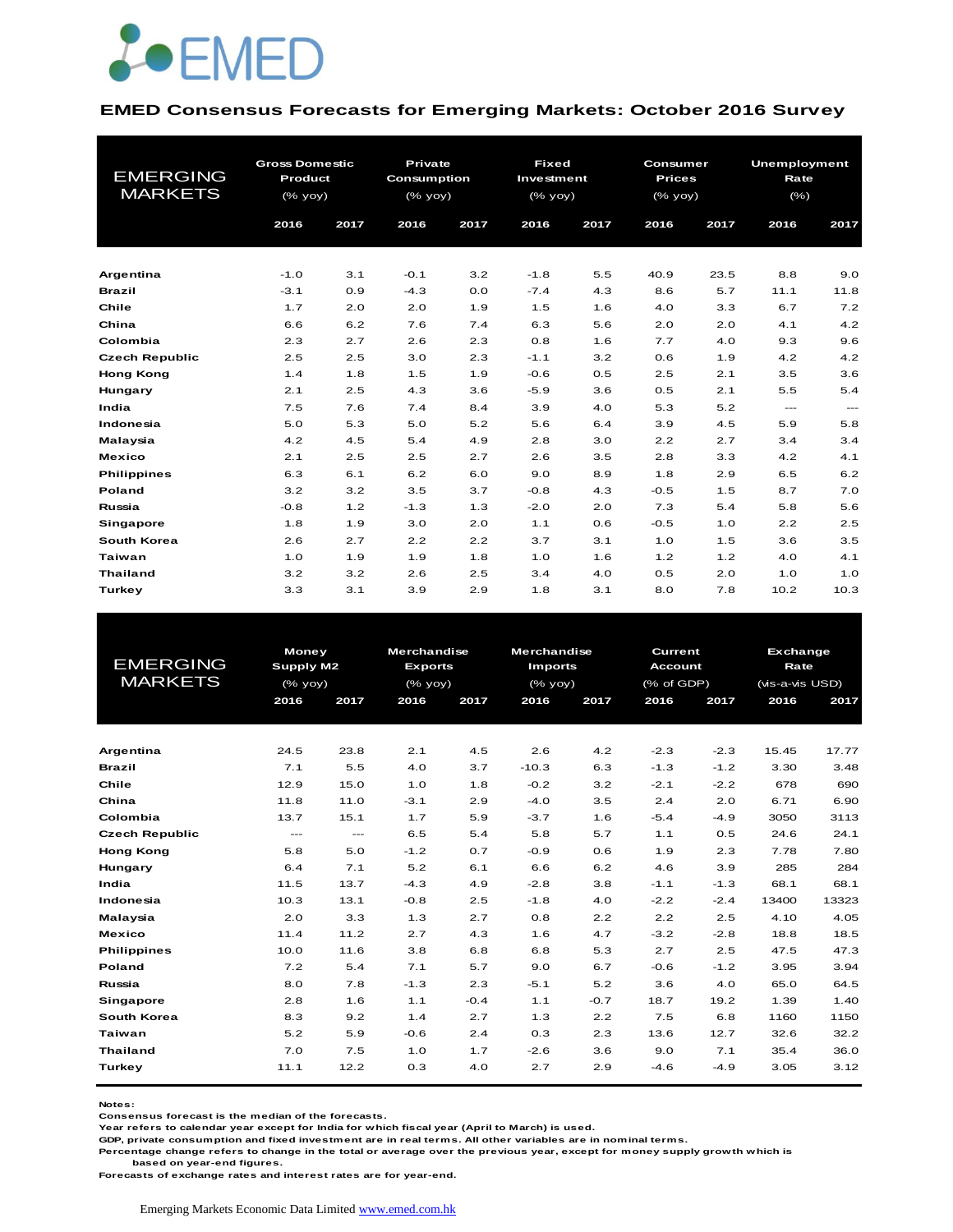# EMED

## EMED Consensus Forecasts for Emerging Markets: October 2016 Survey

| EMERGING MARKETS | Gross Domestic Product (% yoy) | | Private Consumption (% yoy) | | Fixed Investment (% yoy) | | Consumer Prices (% yoy) | | Unemployment Rate (%) | |
|---|---|---|---|---|---|---|---|---|---|---|
| | 2016 | 2017 | 2016 | 2017 | 2016 | 2017 | 2016 | 2017 | 2016 | 2017 |
| Argentina | -1.0 | 3.1 | -0.1 | 3.2 | -1.8 | 5.5 | 40.9 | 23.5 | 8.8 | 9.0 |
| Brazil | -3.1 | 0.9 | -4.3 | 0.0 | -7.4 | 4.3 | 8.6 | 5.7 | 11.1 | 11.8 |
| Chile | 1.7 | 2.0 | 2.0 | 1.9 | 1.5 | 1.6 | 4.0 | 3.3 | 6.7 | 7.2 |
| China | 6.6 | 6.2 | 7.6 | 7.4 | 6.3 | 5.6 | 2.0 | 2.0 | 4.1 | 4.2 |
| Colombia | 2.3 | 2.7 | 2.6 | 2.3 | 0.8 | 1.6 | 7.7 | 4.0 | 9.3 | 9.6 |
| Czech Republic | 2.5 | 2.5 | 3.0 | 2.3 | -1.1 | 3.2 | 0.6 | 1.9 | 4.2 | 4.2 |
| Hong Kong | 1.4 | 1.8 | 1.5 | 1.9 | -0.6 | 0.5 | 2.5 | 2.1 | 3.5 | 3.6 |
| Hungary | 2.1 | 2.5 | 4.3 | 3.6 | -5.9 | 3.6 | 0.5 | 2.1 | 5.5 | 5.4 |
| India | 7.5 | 7.6 | 7.4 | 8.4 | 3.9 | 4.0 | 5.3 | 5.2 | --- | --- |
| Indonesia | 5.0 | 5.3 | 5.0 | 5.2 | 5.6 | 6.4 | 3.9 | 4.5 | 5.9 | 5.8 |
| Malaysia | 4.2 | 4.5 | 5.4 | 4.9 | 2.8 | 3.0 | 2.2 | 2.7 | 3.4 | 3.4 |
| Mexico | 2.1 | 2.5 | 2.5 | 2.7 | 2.6 | 3.5 | 2.8 | 3.3 | 4.2 | 4.1 |
| Philippines | 6.3 | 6.1 | 6.2 | 6.0 | 9.0 | 8.9 | 1.8 | 2.9 | 6.5 | 6.2 |
| Poland | 3.2 | 3.2 | 3.5 | 3.7 | -0.8 | 4.3 | -0.5 | 1.5 | 8.7 | 7.0 |
| Russia | -0.8 | 1.2 | -1.3 | 1.3 | -2.0 | 2.0 | 7.3 | 5.4 | 5.8 | 5.6 |
| Singapore | 1.8 | 1.9 | 3.0 | 2.0 | 1.1 | 0.6 | -0.5 | 1.0 | 2.2 | 2.5 |
| South Korea | 2.6 | 2.7 | 2.2 | 2.2 | 3.7 | 3.1 | 1.0 | 1.5 | 3.6 | 3.5 |
| Taiwan | 1.0 | 1.9 | 1.9 | 1.8 | 1.0 | 1.6 | 1.2 | 1.2 | 4.0 | 4.1 |
| Thailand | 3.2 | 3.2 | 2.6 | 2.5 | 3.4 | 4.0 | 0.5 | 2.0 | 1.0 | 1.0 |
| Turkey | 3.3 | 3.1 | 3.9 | 2.9 | 1.8 | 3.1 | 8.0 | 7.8 | 10.2 | 10.3 |

| EMERGING MARKETS | Money Supply M2 (% yoy) | | Merchandise Exports (% yoy) | | Merchandise Imports (% yoy) | | Current Account (% of GDP) | | Exchange Rate (vis-a-vis USD) | |
|---|---|---|---|---|---|---|---|---|---|---|
| | 2016 | 2017 | 2016 | 2017 | 2016 | 2017 | 2016 | 2017 | 2016 | 2017 |
| Argentina | 24.5 | 23.8 | 2.1 | 4.5 | 2.6 | 4.2 | -2.3 | -2.3 | 15.45 | 17.77 |
| Brazil | 7.1 | 5.5 | 4.0 | 3.7 | -10.3 | 6.3 | -1.3 | -1.2 | 3.30 | 3.48 |
| Chile | 12.9 | 15.0 | 1.0 | 1.8 | -0.2 | 3.2 | -2.1 | -2.2 | 678 | 690 |
| China | 11.8 | 11.0 | -3.1 | 2.9 | -4.0 | 3.5 | 2.4 | 2.0 | 6.71 | 6.90 |
| Colombia | 13.7 | 15.1 | 1.7 | 5.9 | -3.7 | 1.6 | -5.4 | -4.9 | 3050 | 3113 |
| Czech Republic | --- | --- | 6.5 | 5.4 | 5.8 | 5.7 | 1.1 | 0.5 | 24.6 | 24.1 |
| Hong Kong | 5.8 | 5.0 | -1.2 | 0.7 | -0.9 | 0.6 | 1.9 | 2.3 | 7.78 | 7.80 |
| Hungary | 6.4 | 7.1 | 5.2 | 6.1 | 6.6 | 6.2 | 4.6 | 3.9 | 285 | 284 |
| India | 11.5 | 13.7 | -4.3 | 4.9 | -2.8 | 3.8 | -1.1 | -1.3 | 68.1 | 68.1 |
| Indonesia | 10.3 | 13.1 | -0.8 | 2.5 | -1.8 | 4.0 | -2.2 | -2.4 | 13400 | 13323 |
| Malaysia | 2.0 | 3.3 | 1.3 | 2.7 | 0.8 | 2.2 | 2.2 | 2.5 | 4.10 | 4.05 |
| Mexico | 11.4 | 11.2 | 2.7 | 4.3 | 1.6 | 4.7 | -3.2 | -2.8 | 18.8 | 18.5 |
| Philippines | 10.0 | 11.6 | 3.8 | 6.8 | 6.8 | 5.3 | 2.7 | 2.5 | 47.5 | 47.3 |
| Poland | 7.2 | 5.4 | 7.1 | 5.7 | 9.0 | 6.7 | -0.6 | -1.2 | 3.95 | 3.94 |
| Russia | 8.0 | 7.8 | -1.3 | 2.3 | -5.1 | 5.2 | 3.6 | 4.0 | 65.0 | 64.5 |
| Singapore | 2.8 | 1.6 | 1.1 | -0.4 | 1.1 | -0.7 | 18.7 | 19.2 | 1.39 | 1.40 |
| South Korea | 8.3 | 9.2 | 1.4 | 2.7 | 1.3 | 2.2 | 7.5 | 6.8 | 1160 | 1150 |
| Taiwan | 5.2 | 5.9 | -0.6 | 2.4 | 0.3 | 2.3 | 13.6 | 12.7 | 32.6 | 32.2 |
| Thailand | 7.0 | 7.5 | 1.0 | 1.7 | -2.6 | 3.6 | 9.0 | 7.1 | 35.4 | 36.0 |
| Turkey | 11.1 | 12.2 | 0.3 | 4.0 | 2.7 | 2.9 | -4.6 | -4.9 | 3.05 | 3.12 |

Notes:
Consensus forecast is the median of the forecasts.
Year refers to calendar year except for India for which fiscal year (April to March) is used.
GDP, private consumption and fixed investment are in real terms. All other variables are in nominal terms.
Percentage change refers to change in the total or average over the previous year, except for money supply growth which is based on year-end figures.
Forecasts of exchange rates and interest rates are for year-end.

Emerging Markets Economic Data Limited www.emed.com.hk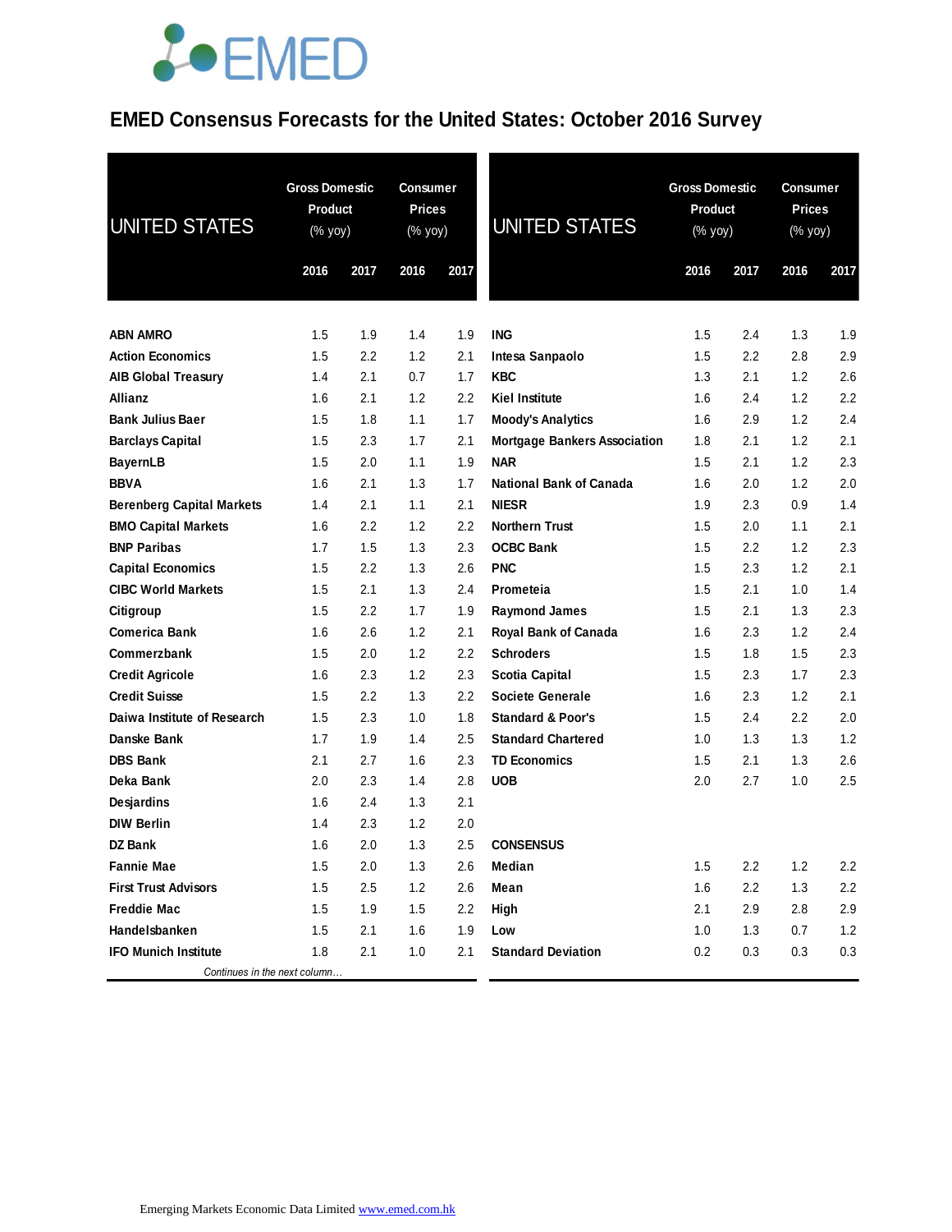# EMED Consensus Forecasts for the United States: October 2016 Survey

| UNITED STATES | Gross Domestic Product (% yoy) | | Consumer Prices (% yoy) | |
|---|---|---|---|---|
| | 2016 | 2017 | 2016 | 2017 |
| **ABN AMRO** | 1.5 | 1.9 | 1.4 | 1.9 |
| **Action Economics** | 1.5 | 2.2 | 1.2 | 2.1 |
| **AIB Global Treasury** | 1.4 | 2.1 | 0.7 | 1.7 |
| **Allianz** | 1.6 | 2.1 | 1.2 | 2.2 |
| **Bank Julius Baer** | 1.5 | 1.8 | 1.1 | 1.7 |
| **Barclays Capital** | 1.5 | 2.3 | 1.7 | 2.1 |
| **BayernLB** | 1.5 | 2.0 | 1.1 | 1.9 |
| **BBVA** | 1.6 | 2.1 | 1.3 | 1.7 |
| **Berenberg Capital Markets** | 1.4 | 2.1 | 1.1 | 2.1 |
| **BMO Capital Markets** | 1.6 | 2.2 | 1.2 | 2.2 |
| **BNP Paribas** | 1.7 | 1.5 | 1.3 | 2.3 |
| **Capital Economics** | 1.5 | 2.2 | 1.3 | 2.6 |
| **CIBC World Markets** | 1.5 | 2.1 | 1.3 | 2.4 |
| **Citigroup** | 1.5 | 2.2 | 1.7 | 1.9 |
| **Comerica Bank** | 1.6 | 2.6 | 1.2 | 2.1 |
| **Commerzbank** | 1.5 | 2.0 | 1.2 | 2.2 |
| **Credit Agricole** | 1.6 | 2.3 | 1.2 | 2.3 |
| **Credit Suisse** | 1.5 | 2.2 | 1.3 | 2.2 |
| **Daiwa Institute of Research** | 1.5 | 2.3 | 1.0 | 1.8 |
| **Danske Bank** | 1.7 | 1.9 | 1.4 | 2.5 |
| **DBS Bank** | 2.1 | 2.7 | 1.6 | 2.3 |
| **Deka Bank** | 2.0 | 2.3 | 1.4 | 2.8 |
| **Desjardins** | 1.6 | 2.4 | 1.3 | 2.1 |
| **DIW Berlin** | 1.4 | 2.3 | 1.2 | 2.0 |
| **DZ Bank** | 1.6 | 2.0 | 1.3 | 2.5 |
| **Fannie Mae** | 1.5 | 2.0 | 1.3 | 2.6 |
| **First Trust Advisors** | 1.5 | 2.5 | 1.2 | 2.6 |
| **Freddie Mac** | 1.5 | 1.9 | 1.5 | 2.2 |
| **Handelsbanken** | 1.5 | 2.1 | 1.6 | 1.9 |
| **IFO Munich Institute** | 1.8 | 2.1 | 1.0 | 2.1 |
| **ING** | 1.5 | 2.4 | 1.3 | 1.9 |
| **Intesa Sanpaolo** | 1.5 | 2.2 | 2.8 | 2.9 |
| **KBC** | 1.3 | 2.1 | 1.2 | 2.6 |
| **Kiel Institute** | 1.6 | 2.4 | 1.2 | 2.2 |
| **Moody's Analytics** | 1.6 | 2.9 | 1.2 | 2.4 |
| **Mortgage Bankers Association** | 1.8 | 2.1 | 1.2 | 2.1 |
| **NAR** | 1.5 | 2.1 | 1.2 | 2.3 |
| **National Bank of Canada** | 1.6 | 2.0 | 1.2 | 2.0 |
| **NIESR** | 1.9 | 2.3 | 0.9 | 1.4 |
| **Northern Trust** | 1.5 | 2.0 | 1.1 | 2.1 |
| **OCBC Bank** | 1.5 | 2.2 | 1.2 | 2.3 |
| **PNC** | 1.5 | 2.3 | 1.2 | 2.1 |
| **Prometeia** | 1.5 | 2.1 | 1.0 | 1.4 |
| **Raymond James** | 1.5 | 2.1 | 1.3 | 2.3 |
| **Royal Bank of Canada** | 1.6 | 2.3 | 1.2 | 2.4 |
| **Schroders** | 1.5 | 1.8 | 1.5 | 2.3 |
| **Scotia Capital** | 1.5 | 2.3 | 1.7 | 2.3 |
| **Societe Generale** | 1.6 | 2.3 | 1.2 | 2.1 |
| **Standard & Poor's** | 1.5 | 2.4 | 2.2 | 2.0 |
| **Standard Chartered** | 1.0 | 1.3 | 1.3 | 1.2 |
| **TD Economics** | 1.5 | 2.1 | 1.3 | 2.6 |
| **UOB** | 2.0 | 2.7 | 1.0 | 2.5 |
| **CONSENSUS** | | | | |
| **Median** | 1.5 | 2.2 | 1.2 | 2.2 |
| **Mean** | 1.6 | 2.2 | 1.3 | 2.2 |
| **High** | 2.1 | 2.9 | 2.8 | 2.9 |
| **Low** | 1.0 | 1.3 | 0.7 | 1.2 |
| **Standard Deviation** | 0.2 | 0.3 | 0.3 | 0.3 |

Emerging Markets Economic Data Limited www.emed.com.hk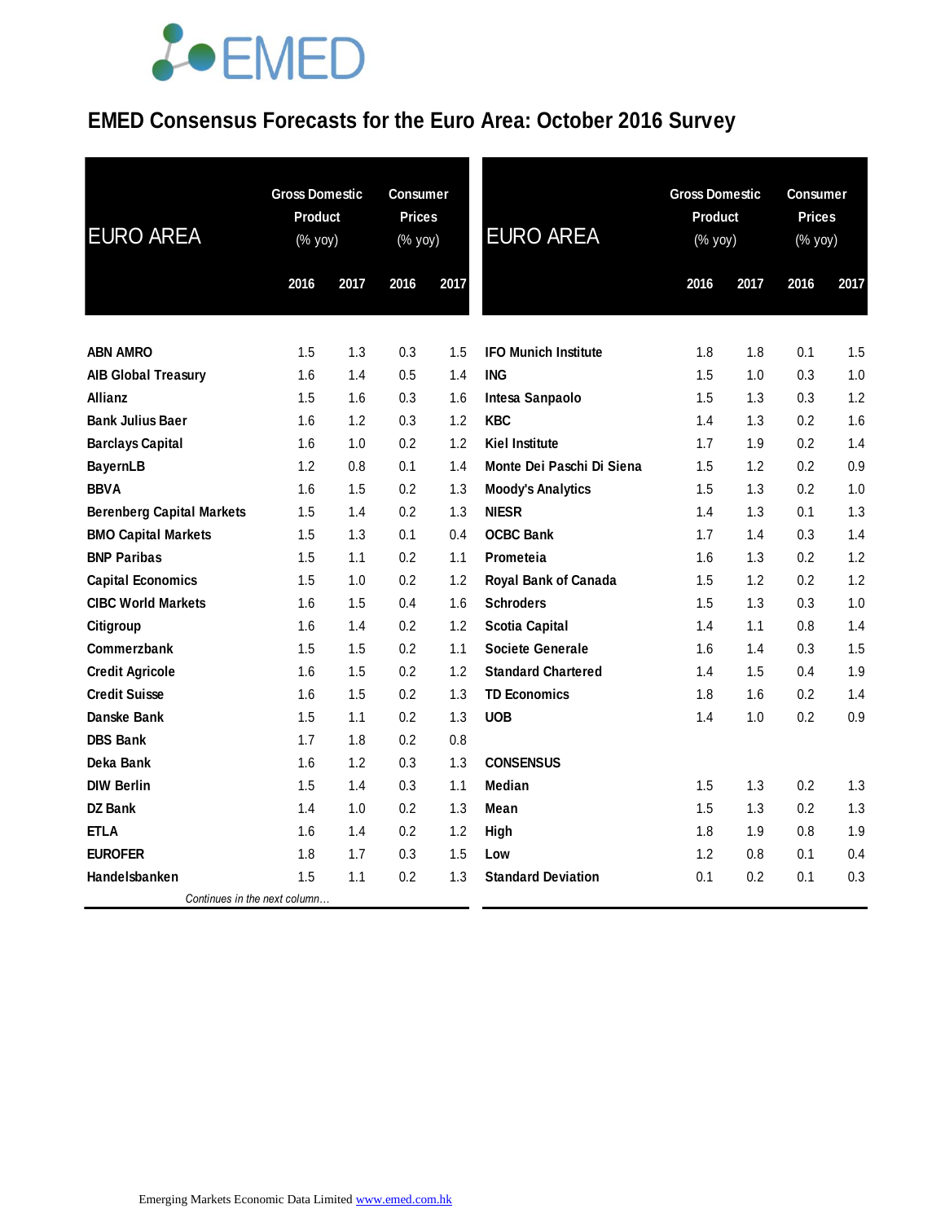# EMED Consensus Forecasts for the Euro Area: October 2016 Survey

| EURO AREA | Gross Domestic Product (% yoy) | | Consumer Prices (% yoy) | |
|---|---|---|---|---|
| | 2016 | 2017 | 2016 | 2017 |
| ABN AMRO | 1.5 | 1.3 | 0.3 | 1.5 |
| AIB Global Treasury | 1.6 | 1.4 | 0.5 | 1.4 |
| Allianz | 1.5 | 1.6 | 0.3 | 1.6 |
| Bank Julius Baer | 1.6 | 1.2 | 0.3 | 1.2 |
| Barclays Capital | 1.6 | 1.0 | 0.2 | 1.2 |
| BayernLB | 1.2 | 0.8 | 0.1 | 1.4 |
| BBVA | 1.6 | 1.5 | 0.2 | 1.3 |
| Berenberg Capital Markets | 1.5 | 1.4 | 0.2 | 1.3 |
| BMO Capital Markets | 1.5 | 1.3 | 0.1 | 0.4 |
| BNP Paribas | 1.5 | 1.1 | 0.2 | 1.1 |
| Capital Economics | 1.5 | 1.0 | 0.2 | 1.2 |
| CIBC World Markets | 1.6 | 1.5 | 0.4 | 1.6 |
| Citigroup | 1.6 | 1.4 | 0.2 | 1.2 |
| Commerzbank | 1.5 | 1.5 | 0.2 | 1.1 |
| Credit Agricole | 1.6 | 1.5 | 0.2 | 1.2 |
| Credit Suisse | 1.6 | 1.5 | 0.2 | 1.3 |
| Danske Bank | 1.5 | 1.1 | 0.2 | 1.3 |
| DBS Bank | 1.7 | 1.8 | 0.2 | 0.8 |
| Deka Bank | 1.6 | 1.2 | 0.3 | 1.3 |
| DIW Berlin | 1.5 | 1.4 | 0.3 | 1.1 |
| DZ Bank | 1.4 | 1.0 | 0.2 | 1.3 |
| ETLA | 1.6 | 1.4 | 0.2 | 1.2 |
| EUROFER | 1.8 | 1.7 | 0.3 | 1.5 |
| Handelsbanken | 1.5 | 1.1 | 0.2 | 1.3 |
| IFO Munich Institute | 1.8 | 1.8 | 0.1 | 1.5 |
| ING | 1.5 | 1.0 | 0.3 | 1.0 |
| Intesa Sanpaolo | 1.5 | 1.3 | 0.3 | 1.2 |
| KBC | 1.4 | 1.3 | 0.2 | 1.6 |
| Kiel Institute | 1.7 | 1.9 | 0.2 | 1.4 |
| Monte Dei Paschi Di Siena | 1.5 | 1.2 | 0.2 | 0.9 |
| Moody's Analytics | 1.5 | 1.3 | 0.2 | 1.0 |
| NIESR | 1.4 | 1.3 | 0.1 | 1.3 |
| OCBC Bank | 1.7 | 1.4 | 0.3 | 1.4 |
| Prometeia | 1.6 | 1.3 | 0.2 | 1.2 |
| Royal Bank of Canada | 1.5 | 1.2 | 0.2 | 1.2 |
| Schroders | 1.5 | 1.3 | 0.3 | 1.0 |
| Scotia Capital | 1.4 | 1.1 | 0.8 | 1.4 |
| Societe Generale | 1.6 | 1.4 | 0.3 | 1.5 |
| Standard Chartered | 1.4 | 1.5 | 0.4 | 1.9 |
| TD Economics | 1.8 | 1.6 | 0.2 | 1.4 |
| UOB | 1.4 | 1.0 | 0.2 | 0.9 |
| **CONSENSUS** | | | | |
| Median | 1.5 | 1.3 | 0.2 | 1.3 |
| Mean | 1.5 | 1.3 | 0.2 | 1.3 |
| High | 1.8 | 1.9 | 0.8 | 1.9 |
| Low | 1.2 | 0.8 | 0.1 | 0.4 |
| Standard Deviation | 0.1 | 0.2 | 0.1 | 0.3 |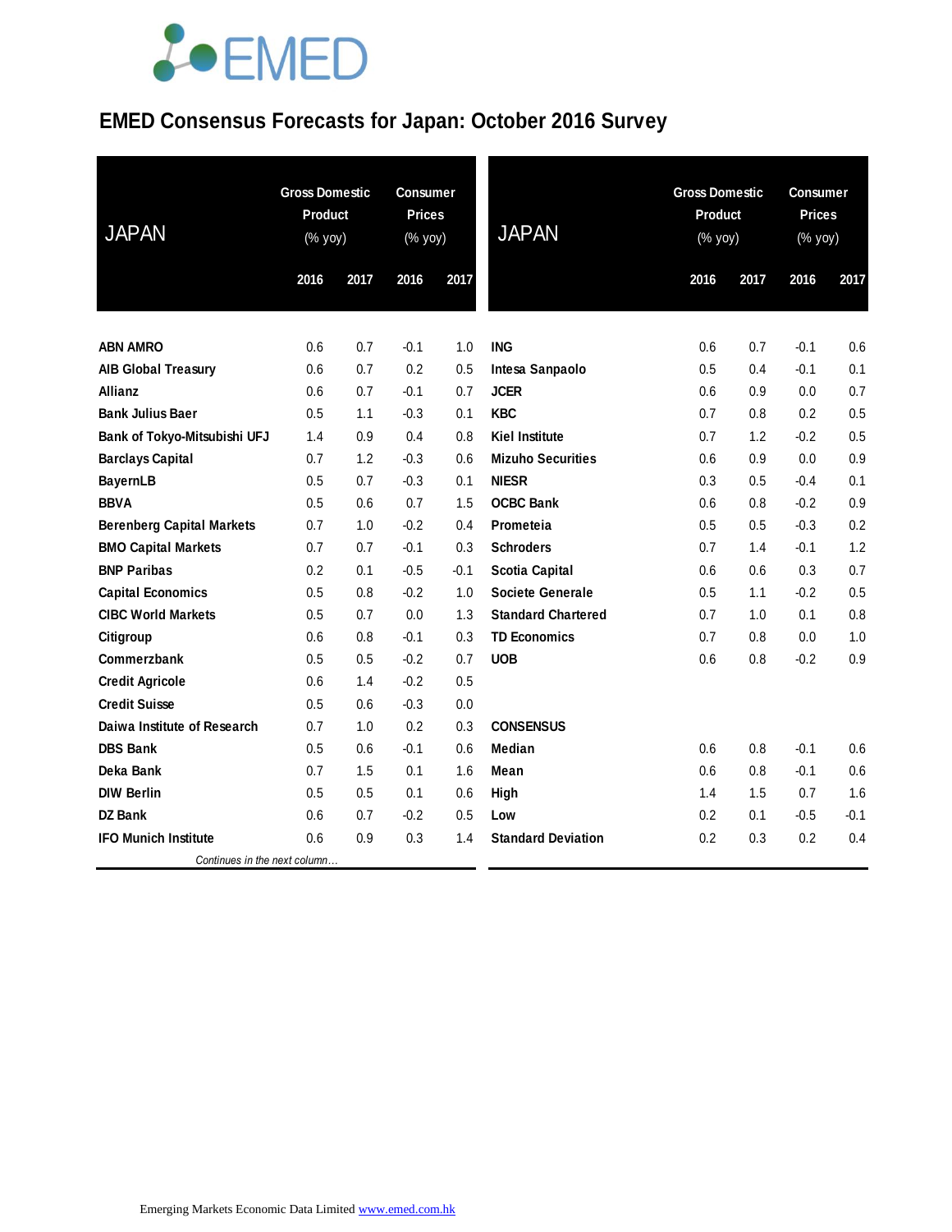# EMED Consensus Forecasts for Japan: October 2016 Survey

| JAPAN | Gross Domestic Product (% yoy) | | Consumer Prices (% yoy) | |
|---|---|---|---|---|
| | 2016 | 2017 | 2016 | 2017 |
| ABN AMRO | 0.6 | 0.7 | -0.1 | 1.0 |
| AIB Global Treasury | 0.6 | 0.7 | 0.2 | 0.5 |
| Allianz | 0.6 | 0.7 | -0.1 | 0.7 |
| Bank Julius Baer | 0.5 | 1.1 | -0.3 | 0.1 |
| Bank of Tokyo-Mitsubishi UFJ | 1.4 | 0.9 | 0.4 | 0.8 |
| Barclays Capital | 0.7 | 1.2 | -0.3 | 0.6 |
| BayernLB | 0.5 | 0.7 | -0.3 | 0.1 |
| BBVA | 0.5 | 0.6 | 0.7 | 1.5 |
| Berenberg Capital Markets | 0.7 | 1.0 | -0.2 | 0.4 |
| BMO Capital Markets | 0.7 | 0.7 | -0.1 | 0.3 |
| BNP Paribas | 0.2 | 0.1 | -0.5 | -0.1 |
| Capital Economics | 0.5 | 0.8 | -0.2 | 1.0 |
| CIBC World Markets | 0.5 | 0.7 | 0.0 | 1.3 |
| Citigroup | 0.6 | 0.8 | -0.1 | 0.3 |
| Commerzbank | 0.5 | 0.5 | -0.2 | 0.7 |
| Credit Agricole | 0.6 | 1.4 | -0.2 | 0.5 |
| Credit Suisse | 0.5 | 0.6 | -0.3 | 0.0 |
| Daiwa Institute of Research | 0.7 | 1.0 | 0.2 | 0.3 |
| DBS Bank | 0.5 | 0.6 | -0.1 | 0.6 |
| Deka Bank | 0.7 | 1.5 | 0.1 | 1.6 |
| DIW Berlin | 0.5 | 0.5 | 0.1 | 0.6 |
| DZ Bank | 0.6 | 0.7 | -0.2 | 0.5 |
| IFO Munich Institute | 0.6 | 0.9 | 0.3 | 1.4 |
| ING | 0.6 | 0.7 | -0.1 | 0.6 |
| Intesa Sanpaolo | 0.5 | 0.4 | -0.1 | 0.1 |
| JCER | 0.6 | 0.9 | 0.0 | 0.7 |
| KBC | 0.7 | 0.8 | 0.2 | 0.5 |
| Kiel Institute | 0.7 | 1.2 | -0.2 | 0.5 |
| Mizuho Securities | 0.6 | 0.9 | 0.0 | 0.9 |
| NIESR | 0.3 | 0.5 | -0.4 | 0.1 |
| OCBC Bank | 0.6 | 0.8 | -0.2 | 0.9 |
| Prometeia | 0.5 | 0.5 | -0.3 | 0.2 |
| Schroders | 0.7 | 1.4 | -0.1 | 1.2 |
| Scotia Capital | 0.6 | 0.6 | 0.3 | 0.7 |
| Societe Generale | 0.5 | 1.1 | -0.2 | 0.5 |
| Standard Chartered | 0.7 | 1.0 | 0.1 | 0.8 |
| TD Economics | 0.7 | 0.8 | 0.0 | 1.0 |
| UOB | 0.6 | 0.8 | -0.2 | 0.9 |
| **CONSENSUS** | | | | |
| Median | 0.6 | 0.8 | -0.1 | 0.6 |
| Mean | 0.6 | 0.8 | -0.1 | 0.6 |
| High | 1.4 | 1.5 | 0.7 | 1.6 |
| Low | 0.2 | 0.1 | -0.5 | -0.1 |
| Standard Deviation | 0.2 | 0.3 | 0.2 | 0.4 |

*Continues in the next column…*

Emerging Markets Economic Data Limited www.emed.com.hk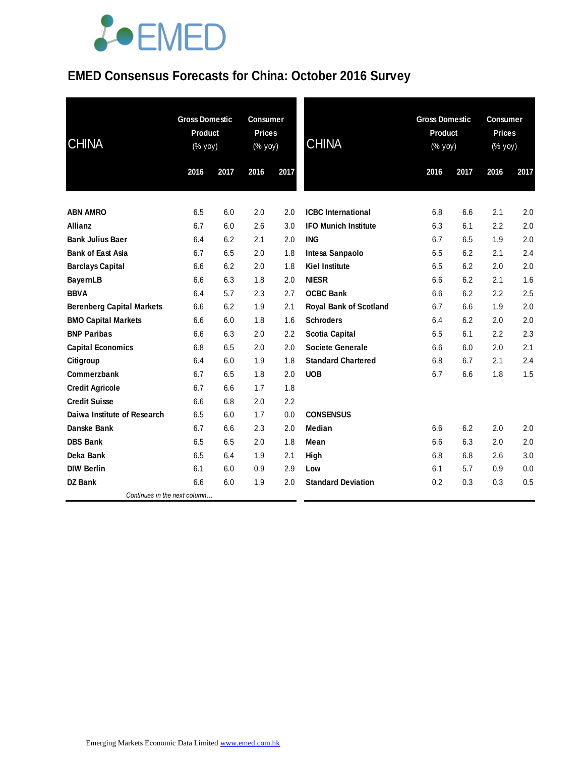EMED

# EMED Consensus Forecasts for China: October 2016 Survey

| CHINA | Gross Domestic Product (% yoy) | | Consumer Prices (% yoy) | |
|---|---|---|---|---|
| | 2016 | 2017 | 2016 | 2017 |
| **ABN AMRO** | 6.5 | 6.0 | 2.0 | 2.0 |
| **Allianz** | 6.7 | 6.0 | 2.6 | 3.0 |
| **Bank Julius Baer** | 6.4 | 6.2 | 2.1 | 2.0 |
| **Bank of East Asia** | 6.7 | 6.5 | 2.0 | 1.8 |
| **Barclays Capital** | 6.6 | 6.2 | 2.0 | 1.8 |
| **BayernLB** | 6.6 | 6.3 | 1.8 | 2.0 |
| **BBVA** | 6.4 | 5.7 | 2.3 | 2.7 |
| **Berenberg Capital Markets** | 6.6 | 6.2 | 1.9 | 2.1 |
| **BMO Capital Markets** | 6.6 | 6.0 | 1.8 | 1.6 |
| **BNP Paribas** | 6.6 | 6.3 | 2.0 | 2.2 |
| **Capital Economics** | 6.8 | 6.5 | 2.0 | 2.0 |
| **Citigroup** | 6.4 | 6.0 | 1.9 | 1.8 |
| **Commerzbank** | 6.7 | 6.5 | 1.8 | 2.0 |
| **Credit Agricole** | 6.7 | 6.6 | 1.7 | 1.8 |
| **Credit Suisse** | 6.6 | 6.8 | 2.0 | 2.2 |
| **Daiwa Institute of Research** | 6.5 | 6.0 | 1.7 | 0.0 |
| **Danske Bank** | 6.7 | 6.6 | 2.3 | 2.0 |
| **DBS Bank** | 6.5 | 6.5 | 2.0 | 1.8 |
| **Deka Bank** | 6.5 | 6.4 | 1.9 | 2.1 |
| **DIW Berlin** | 6.1 | 6.0 | 0.9 | 2.9 |
| **DZ Bank** | 6.6 | 6.0 | 1.9 | 2.0 |
| **ICBC International** | 6.8 | 6.6 | 2.1 | 2.0 |
| **IFO Munich Institute** | 6.3 | 6.1 | 2.2 | 2.0 |
| **ING** | 6.7 | 6.5 | 1.9 | 2.0 |
| **Intesa Sanpaolo** | 6.5 | 6.2 | 2.1 | 2.4 |
| **Kiel Institute** | 6.5 | 6.2 | 2.0 | 2.0 |
| **NIESR** | 6.6 | 6.2 | 2.1 | 1.6 |
| **OCBC Bank** | 6.6 | 6.2 | 2.2 | 2.5 |
| **Royal Bank of Scotland** | 6.7 | 6.6 | 1.9 | 2.0 |
| **Schroders** | 6.4 | 6.2 | 2.0 | 2.0 |
| **Scotia Capital** | 6.5 | 6.1 | 2.2 | 2.3 |
| **Societe Generale** | 6.6 | 6.0 | 2.0 | 2.1 |
| **Standard Chartered** | 6.8 | 6.7 | 2.1 | 2.4 |
| **UOB** | 6.7 | 6.6 | 1.8 | 1.5 |
| **CONSENSUS** | | | | |
| **Median** | 6.6 | 6.2 | 2.0 | 2.0 |
| **Mean** | 6.6 | 6.3 | 2.0 | 2.0 |
| **High** | 6.8 | 6.8 | 2.6 | 3.0 |
| **Low** | 6.1 | 5.7 | 0.9 | 0.0 |
| **Standard Deviation** | 0.2 | 0.3 | 0.3 | 0.5 |

*Continues in the next column…*

Emerging Markets Economic Data Limited www.emed.com.hk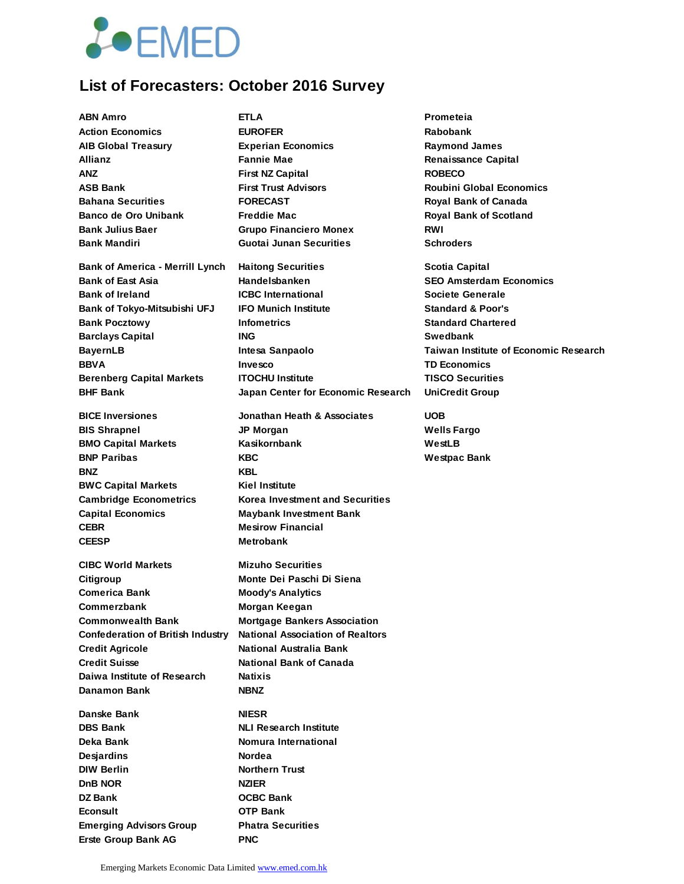EMED

## List of Forecasters: October 2016 Survey

ABN Amro
Action Economics
AIB Global Treasury
Allianz
ANZ
ASB Bank
Bahana Securities
Banco de Oro Unibank
Bank Julius Baer
Bank Mandiri

Bank of America - Merrill Lynch
Bank of East Asia
Bank of Ireland
Bank of Tokyo-Mitsubishi UFJ
Bank Pocztowy
Barclays Capital
BayernLB
BBVA
Berenberg Capital Markets
BHF Bank

BICE Inversiones
BIS Shrapnel
BMO Capital Markets
BNP Paribas
BNZ
BWC Capital Markets
Cambridge Econometrics
Capital Economics
CEBR
CEESP

CIBC World Markets
Citigroup
Comerica Bank
Commerzbank
Commonwealth Bank
Confederation of British Industry
Credit Agricole
Credit Suisse
Daiwa Institute of Research
Danamon Bank

Danske Bank
DBS Bank
Deka Bank
Desjardins
DIW Berlin
DnB NOR
DZ Bank
Econsult
Emerging Advisors Group
Erste Group Bank AG

ETLA
EUROFER
Experian Economics
Fannie Mae
First NZ Capital
First Trust Advisors
FORECAST
Freddie Mac
Grupo Financiero Monex
Guotai Junan Securities

Haitong Securities
Handelsbanken
ICBC International
IFO Munich Institute
Infometrics
ING
Intesa Sanpaolo
Invesco
ITOCHU Institute
Japan Center for Economic Research

Jonathan Heath & Associates
JP Morgan
Kasikornbank
KBC
KBL
Kiel Institute
Korea Investment and Securities
Maybank Investment Bank
Mesirow Financial
Metrobank

Mizuho Securities
Monte Dei Paschi Di Siena
Moody's Analytics
Morgan Keegan
Mortgage Bankers Association
National Association of Realtors
National Australia Bank
National Bank of Canada
Natixis
NBNZ

NIESR
NLI Research Institute
Nomura International
Nordea
Northern Trust
NZIER
OCBC Bank
OTP Bank
Phatra Securities
PNC

Prometeia
Rabobank
Raymond James
Renaissance Capital
ROBECO
Roubini Global Economics
Royal Bank of Canada
Royal Bank of Scotland
RWI
Schroders

Scotia Capital
SEO Amsterdam Economics
Societe Generale
Standard & Poor's
Standard Chartered
Swedbank
Taiwan Institute of Economic Research
TD Economics
TISCO Securities
UniCredit Group

UOB
Wells Fargo
WestLB
Westpac Bank

Emerging Markets Economic Data Limited www.emed.com.hk